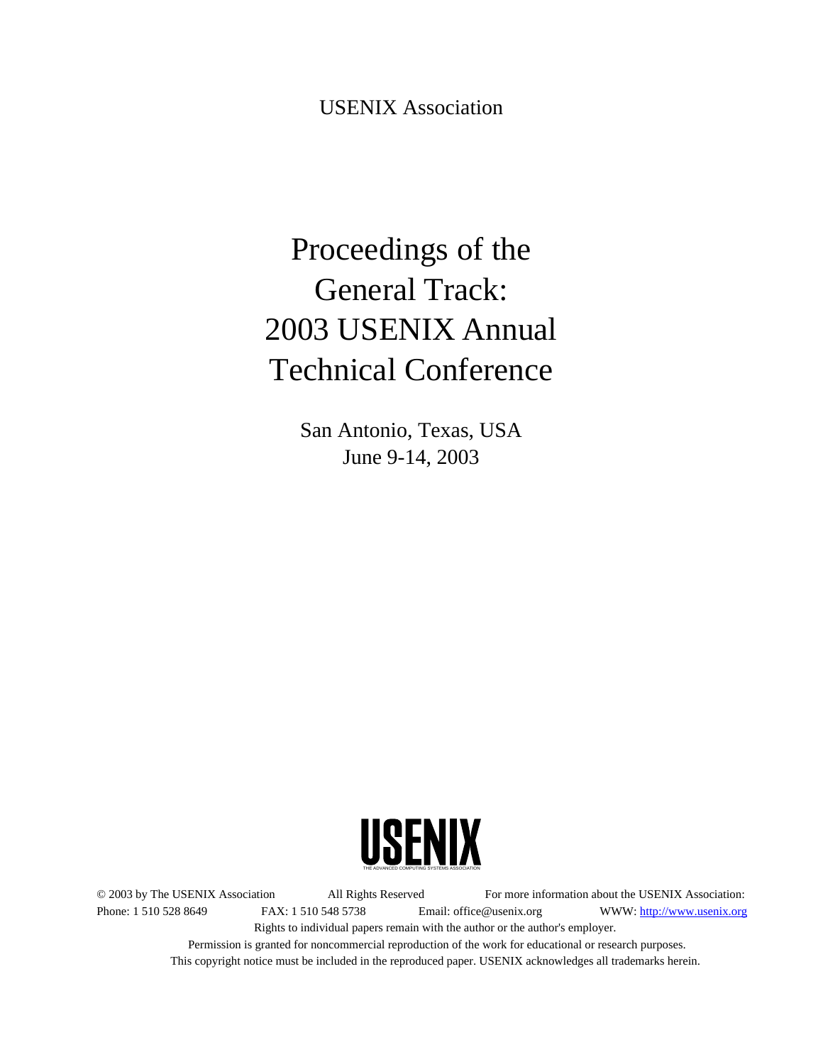USENIX Association

# Proceedings of the General Track: 2003 USENIX Annual Technical Conference

San Antonio, Texas, USA
June 9-14, 2003

USENIX
THE ADVANCED COMPUTING SYSTEMS ASSOCIATION

© 2003 by The USENIX Association All Rights Reserved For more information about the USENIX Association:
Phone: 1 510 528 8649 FAX: 1 510 548 5738 Email: office@usenix.org WWW: http://www.usenix.org
Rights to individual papers remain with the author or the author's employer.
Permission is granted for noncommercial reproduction of the work for educational or research purposes.
This copyright notice must be included in the reproduced paper. USENIX acknowledges all trademarks herein.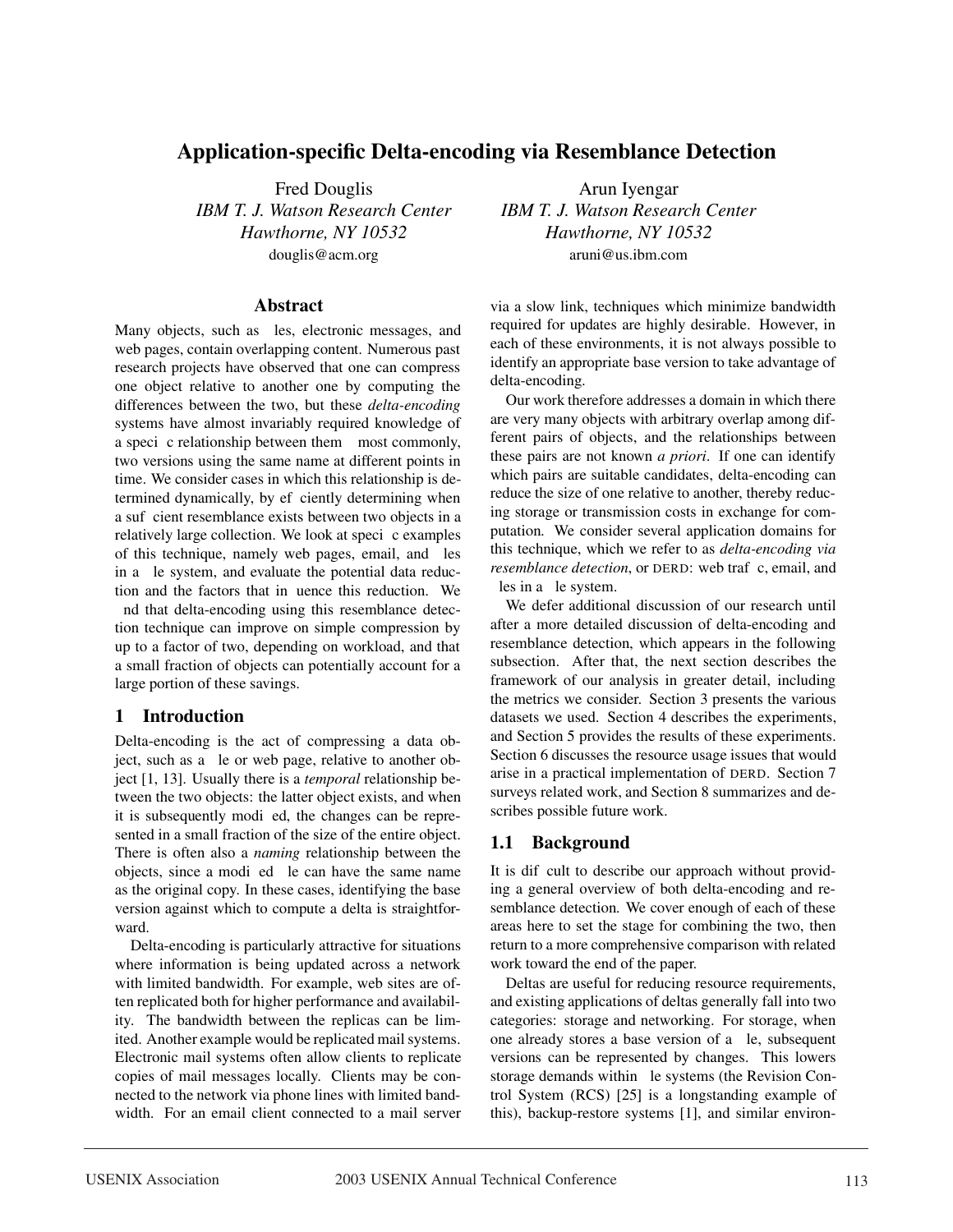// Application-specific Delta-encoding via Resemblance Detection

Fred Douglis
*IBM T. J. Watson Research Center*
*Hawthorne, NY 10532*
douglis@acm.org

Arun Iyengar
*IBM T. J. Watson Research Center*
*Hawthorne, NY 10532*
aruni@us.ibm.com

## Abstract

Many objects, such as files, electronic messages, and web pages, contain overlapping content. Numerous past research projects have observed that one can compress one object relative to another one by computing the differences between the two, but these *delta-encoding* systems have almost invariably required knowledge of a specific relationship between them — most commonly, two versions using the same name at different points in time. We consider cases in which this relationship is determined dynamically, by efficiently determining when a sufficient resemblance exists between two objects in a relatively large collection. We look at specific examples of this technique, namely web pages, email, and files in a file system, and evaluate the potential data reduction and the factors that influence this reduction. We find that delta-encoding using this resemblance detection technique can improve on simple compression by up to a factor of two, depending on workload, and that a small fraction of objects can potentially account for a large portion of these savings.

## 1 Introduction

Delta-encoding is the act of compressing a data object, such as a file or web page, relative to another object [1, 13]. Usually there is a *temporal* relationship between the two objects: the latter object exists, and when it is subsequently modified, the changes can be represented in a small fraction of the size of the entire object. There is often also a *naming* relationship between the objects, since a modified file can have the same name as the original copy. In these cases, identifying the base version against which to compute a delta is straightforward.

Delta-encoding is particularly attractive for situations where information is being updated across a network with limited bandwidth. For example, web sites are often replicated both for higher performance and availability. The bandwidth between the replicas can be limited. Another example would be replicated mail systems. Electronic mail systems often allow clients to replicate copies of mail messages locally. Clients may be connected to the network via phone lines with limited bandwidth. For an email client connected to a mail server via a slow link, techniques which minimize bandwidth required for updates are highly desirable. However, in each of these environments, it is not always possible to identify an appropriate base version to take advantage of delta-encoding.

Our work therefore addresses a domain in which there are very many objects with arbitrary overlap among different pairs of objects, and the relationships between these pairs are not known *a priori*. If one can identify which pairs are suitable candidates, delta-encoding can reduce the size of one relative to another, thereby reducing storage or transmission costs in exchange for computation. We consider several application domains for this technique, which we refer to as *delta-encoding via resemblance detection*, or DERD: web traffic, email, and files in a file system.

We defer additional discussion of our research until after a more detailed discussion of delta-encoding and resemblance detection, which appears in the following subsection. After that, the next section describes the framework of our analysis in greater detail, including the metrics we consider. Section 3 presents the various datasets we used. Section 4 describes the experiments, and Section 5 provides the results of these experiments. Section 6 discusses the resource usage issues that would arise in a practical implementation of DERD. Section 7 surveys related work, and Section 8 summarizes and describes possible future work.

### 1.1 Background

It is difficult to describe our approach without providing a general overview of both delta-encoding and resemblance detection. We cover enough of each of these areas here to set the stage for combining the two, then return to a more comprehensive comparison with related work toward the end of the paper.

Deltas are useful for reducing resource requirements, and existing applications of deltas generally fall into two categories: storage and networking. For storage, when one already stores a base version of a file, subsequent versions can be represented by changes. This lowers storage demands within file systems (the Revision Control System (RCS) [25] is a longstanding example of this), backup-restore systems [1], and similar environ-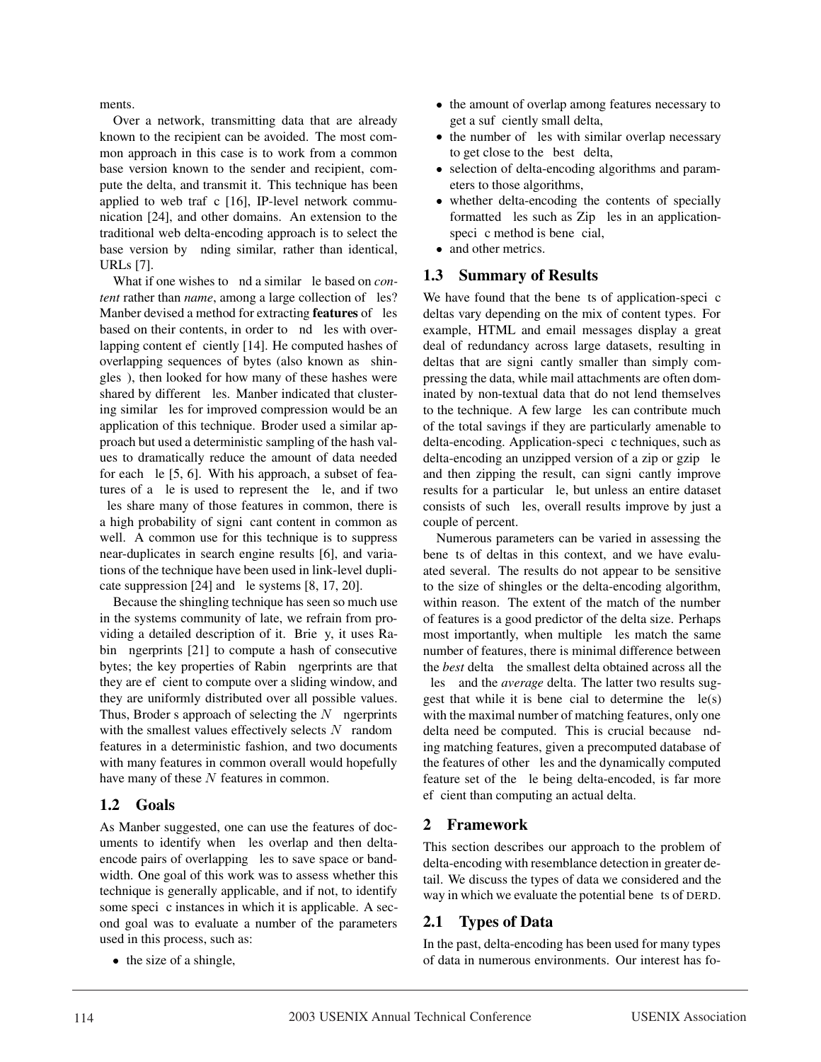ments.

Over a network, transmitting data that are already known to the recipient can be avoided. The most common approach in this case is to work from a common base version known to the sender and recipient, compute the delta, and transmit it. This technique has been applied to web traffic [16], IP-level network communication [24], and other domains. An extension to the traditional web delta-encoding approach is to select the base version by finding similar, rather than identical, URLs [7].

What if one wishes to find a similar file based on *content* rather than *name*, among a large collection of files? Manber devised a method for extracting **features** of files based on their contents, in order to find files with overlapping content efficiently [14]. He computed hashes of overlapping sequences of bytes (also known as "shingles"), then looked for how many of these hashes were shared by different files. Manber indicated that clustering similar files for improved compression would be an application of this technique. Broder used a similar approach but used a deterministic sampling of the hash values to dramatically reduce the amount of data needed for each file [5, 6]. With his approach, a subset of features of a file is used to represent the file, and if two files share many of those features in common, there is a high probability of significant content in common as well. A common use for this technique is to suppress near-duplicates in search engine results [6], and variations of the technique have been used in link-level duplicate suppression [24] and file systems [8, 17, 20].

Because the shingling technique has seen so much use in the systems community of late, we refrain from providing a detailed description of it. Briefly, it uses Rabin fingerprints [21] to compute a hash of consecutive bytes; the key properties of Rabin fingerprints are that they are efficient to compute over a sliding window, and they are uniformly distributed over all possible values. Thus, Broder's approach of selecting the $N$ fingerprints with the smallest values effectively selects $N$ "random" features in a deterministic fashion, and two documents with many features in common overall would hopefully have many of these $N$ features in common.

## 1.2 Goals

As Manber suggested, one can use the features of documents to identify when files overlap and then delta-encode pairs of overlapping files to save space or bandwidth. One goal of this work was to assess whether this technique is generally applicable, and if not, to identify some specific instances in which it is applicable. A second goal was to evaluate a number of the parameters used in this process, such as:

- the size of a shingle,
- the amount of overlap among features necessary to get a sufficiently small delta,
- the number of files with similar overlap necessary to get close to the "best" delta,
- selection of delta-encoding algorithms and parameters to those algorithms,
- whether delta-encoding the contents of specially formatted files such as Zip files in an application-specific method is beneficial,
- and other metrics.

## 1.3 Summary of Results

We have found that the benefits of application-specific deltas vary depending on the mix of content types. For example, HTML and email messages display a great deal of redundancy across large datasets, resulting in deltas that are significantly smaller than simply compressing the data, while mail attachments are often dominated by non-textual data that do not lend themselves to the technique. A few large files can contribute much of the total savings if they are particularly amenable to delta-encoding. Application-specific techniques, such as delta-encoding an unzipped version of a zip or gzip file and then zipping the result, can significantly improve results for a particular file, but unless an entire dataset consists of such files, overall results improve by just a couple of percent.

Numerous parameters can be varied in assessing the benefits of deltas in this context, and we have evaluated several. The results do not appear to be sensitive to the size of shingles or the delta-encoding algorithm, within reason. The extent of the match of the number of features is a good predictor of the delta size. Perhaps most importantly, when multiple files match the same number of features, there is minimal difference between the *best* delta—the smallest delta obtained across all the files—and the *average* delta. The latter two results suggest that while it is beneficial to determine the file(s) with the maximal number of matching features, only one delta need be computed. This is crucial because finding matching features, given a precomputed database of the features of other files and the dynamically computed feature set of the file being delta-encoded, is far more efficient than computing an actual delta.

# 2 Framework

This section describes our approach to the problem of delta-encoding with resemblance detection in greater detail. We discuss the types of data we considered and the way in which we evaluate the potential benefits of DERD.

## 2.1 Types of Data

In the past, delta-encoding has been used for many types of data in numerous environments. Our interest has fo-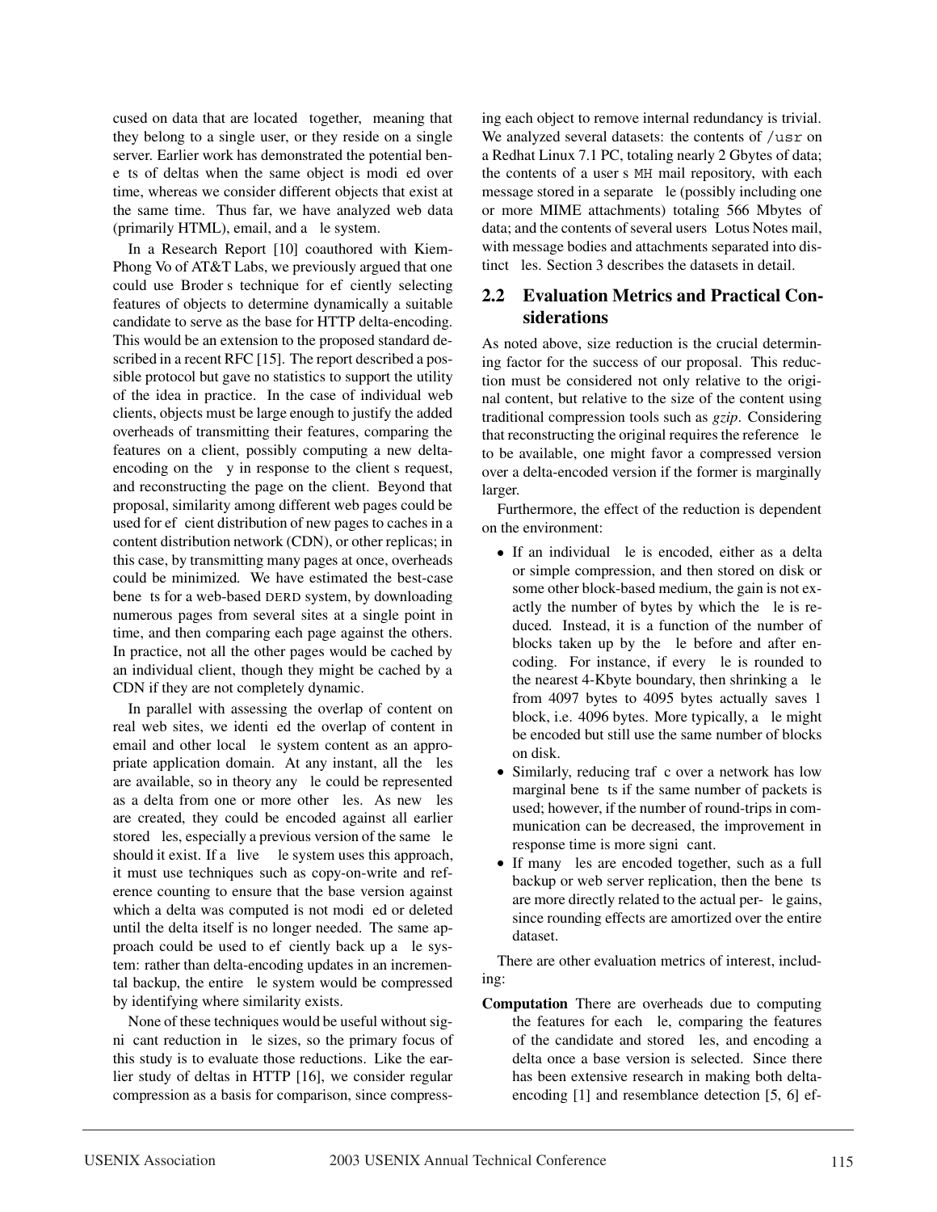cused on data that are located together, meaning that they belong to a single user, or they reside on a single server. Earlier work has demonstrated the potential benefits of deltas when the same object is modified over time, whereas we consider different objects that exist at the same time. Thus far, we have analyzed web data (primarily HTML), email, and a file system.

In a Research Report [10] coauthored with Kiem-Phong Vo of AT&T Labs, we previously argued that one could use Broder's technique for efficiently selecting features of objects to determine dynamically a suitable candidate to serve as the base for HTTP delta-encoding. This would be an extension to the proposed standard described in a recent RFC [15]. The report described a possible protocol but gave no statistics to support the utility of the idea in practice. In the case of individual web clients, objects must be large enough to justify the added overheads of transmitting their features, comparing the features on a client, possibly computing a new delta-encoding on the fly in response to the client's request, and reconstructing the page on the client. Beyond that proposal, similarity among different web pages could be used for efficient distribution of new pages to caches in a content distribution network (CDN), or other replicas; in this case, by transmitting many pages at once, overheads could be minimized. We have estimated the best-case benefits for a web-based DERD system, by downloading numerous pages from several sites at a single point in time, and then comparing each page against the others. In practice, not all the other pages would be cached by an individual client, though they might be cached by a CDN if they are not completely dynamic.

In parallel with assessing the overlap of content on real web sites, we identified the overlap of content in email and other local file system content as an appropriate application domain. At any instant, all the files are available, so in theory any file could be represented as a delta from one or more other files. As new files are created, they could be encoded against all earlier stored files, especially a previous version of the same file should it exist. If a "live" file system uses this approach, it must use techniques such as copy-on-write and reference counting to ensure that the base version against which a delta was computed is not modified or deleted until the delta itself is no longer needed. The same approach could be used to efficiently back up a file system: rather than delta-encoding updates in an incremental backup, the entire file system would be compressed by identifying where similarity exists.

None of these techniques would be useful without significant reduction in file sizes, so the primary focus of this study is to evaluate those reductions. Like the earlier study of deltas in HTTP [16], we consider regular compression as a basis for comparison, since compressing each object to remove internal redundancy is trivial. We analyzed several datasets: the contents of `/usr` on a Redhat Linux 7.1 PC, totaling nearly 2 Gbytes of data; the contents of a user's `MH` mail repository, with each message stored in a separate file (possibly including one or more MIME attachments) totaling 566 Mbytes of data; and the contents of several users' Lotus Notes mail, with message bodies and attachments separated into distinct files. Section 3 describes the datasets in detail.

## 2.2 Evaluation Metrics and Practical Considerations

As noted above, size reduction is the crucial determining factor for the success of our proposal. This reduction must be considered not only relative to the original content, but relative to the size of the content using traditional compression tools such as *gzip*. Considering that reconstructing the original requires the reference file to be available, one might favor a compressed version over a delta-encoded version if the former is marginally larger.

Furthermore, the effect of the reduction is dependent on the environment:

- If an individual file is encoded, either as a delta or simple compression, and then stored on disk or some other block-based medium, the gain is not exactly the number of bytes by which the file is reduced. Instead, it is a function of the number of blocks taken up by the file before and after encoding. For instance, if every file is rounded to the nearest 4-Kbyte boundary, then shrinking a file from 4097 bytes to 4095 bytes actually saves 1 block, i.e. 4096 bytes. More typically, a file might be encoded but still use the same number of blocks on disk.
- Similarly, reducing traffic over a network has low marginal benefits if the same number of packets is used; however, if the number of round-trips in communication can be decreased, the improvement in response time is more significant.
- If many files are encoded together, such as a full backup or web server replication, then the benefits are more directly related to the actual per-file gains, since rounding effects are amortized over the entire dataset.

There are other evaluation metrics of interest, including:

**Computation** There are overheads due to computing the features for each file, comparing the features of the candidate and stored files, and encoding a delta once a base version is selected. Since there has been extensive research in making both delta-encoding [1] and resemblance detection [5, 6] ef-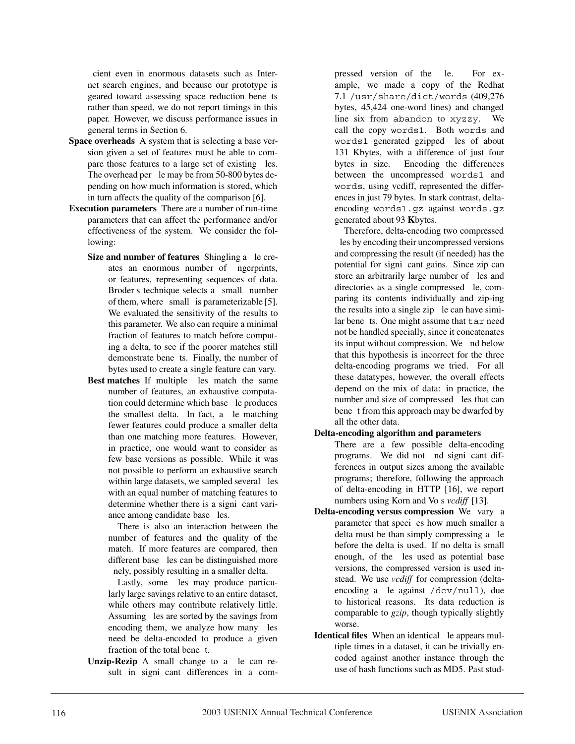cient even in enormous datasets such as Internet search engines, and because our prototype is geared toward assessing space reduction benefits rather than speed, we do not report timings in this paper. However, we discuss performance issues in general terms in Section 6.

**Space overheads** A system that is selecting a base version given a set of features must be able to compare those features to a large set of existing files. The overhead per file may be from 50-800 bytes depending on how much information is stored, which in turn affects the quality of the comparison [6].

**Execution parameters** There are a number of run-time parameters that can affect the performance and/or effectiveness of the system. We consider the following:

**Size and number of features** Shingling a file creates an enormous number of fingerprints, or features, representing sequences of data. Broder's technique selects a "small" number of them, where "small" is parameterizable [5]. We evaluated the sensitivity of the results to this parameter. We also can require a minimal fraction of features to match before computing a delta, to see if the poorer matches still demonstrate benefits. Finally, the number of bytes used to create a single feature can vary.

**Best matches** If multiple files match the same number of features, an exhaustive computation could determine which base file produces the smallest delta. In fact, a file matching fewer features could produce a smaller delta than one matching more features. However, in practice, one would want to consider as few base versions as possible. While it was not possible to perform an exhaustive search within large datasets, we sampled several files with an equal number of matching features to determine whether there is a significant variance among candidate base files.

There is also an interaction between the number of features and the quality of the match. If more features are compared, then different base files can be distinguished more finely, possibly resulting in a smaller delta.

Lastly, some files may produce particularly large savings relative to an entire dataset, while others may contribute relatively little. Assuming files are sorted by the savings from encoding them, we analyze how many files need be delta-encoded to produce a given fraction of the total benefit.

**Unzip-Rezip** A small change to a file can result in significant differences in a compressed version of the file. For example, we made a copy of the Redhat 7.1 `/usr/share/dict/words` (409,276 bytes, 45,424 one-word lines) and changed line six from `abandon` to `xyzzy`. We call the copy `words1`. Both `words` and `words1` generated gzipped files of about 131 Kbytes, with a difference of just four bytes in size. Encoding the differences between the uncompressed `words1` and `words`, using vcdiff, represented the differences in just 79 bytes. In stark contrast, delta-encoding `words1.gz` against `words.gz` generated about 93 **K**bytes.

Therefore, delta-encoding two compressed files by encoding their uncompressed versions and compressing the result (if needed) has the potential for significant gains. Since zip can store an arbitrarily large number of files and directories as a single compressed file, comparing its contents individually and zip-ing the results into a single zip file can have similar benefits. One might assume that `tar` need not be handled specially, since it concatenates its input without compression. We find below that this hypothesis is incorrect for the three delta-encoding programs we tried. For all these datatypes, however, the overall effects depend on the mix of data: in practice, the number and size of compressed files that can benefit from this approach may be dwarfed by all the other data.

**Delta-encoding algorithm and parameters** There are a few possible delta-encoding programs. We did not find significant differences in output sizes among the available programs; therefore, following the approach of delta-encoding in HTTP [16], we report numbers using Korn and Vo's *vcdiff* [13].

**Delta-encoding versus compression** We vary a parameter that specifies how much smaller a delta must be than simply compressing a file before the delta is used. If no delta is small enough, of the files used as potential base versions, the compressed version is used instead. We use *vcdiff* for compression (delta-encoding a file against `/dev/null`), due to historical reasons. Its data reduction is comparable to *gzip*, though typically slightly worse.

**Identical files** When an identical file appears multiple times in a dataset, it can be trivially encoded against another instance through the use of hash functions such as MD5. Past stud-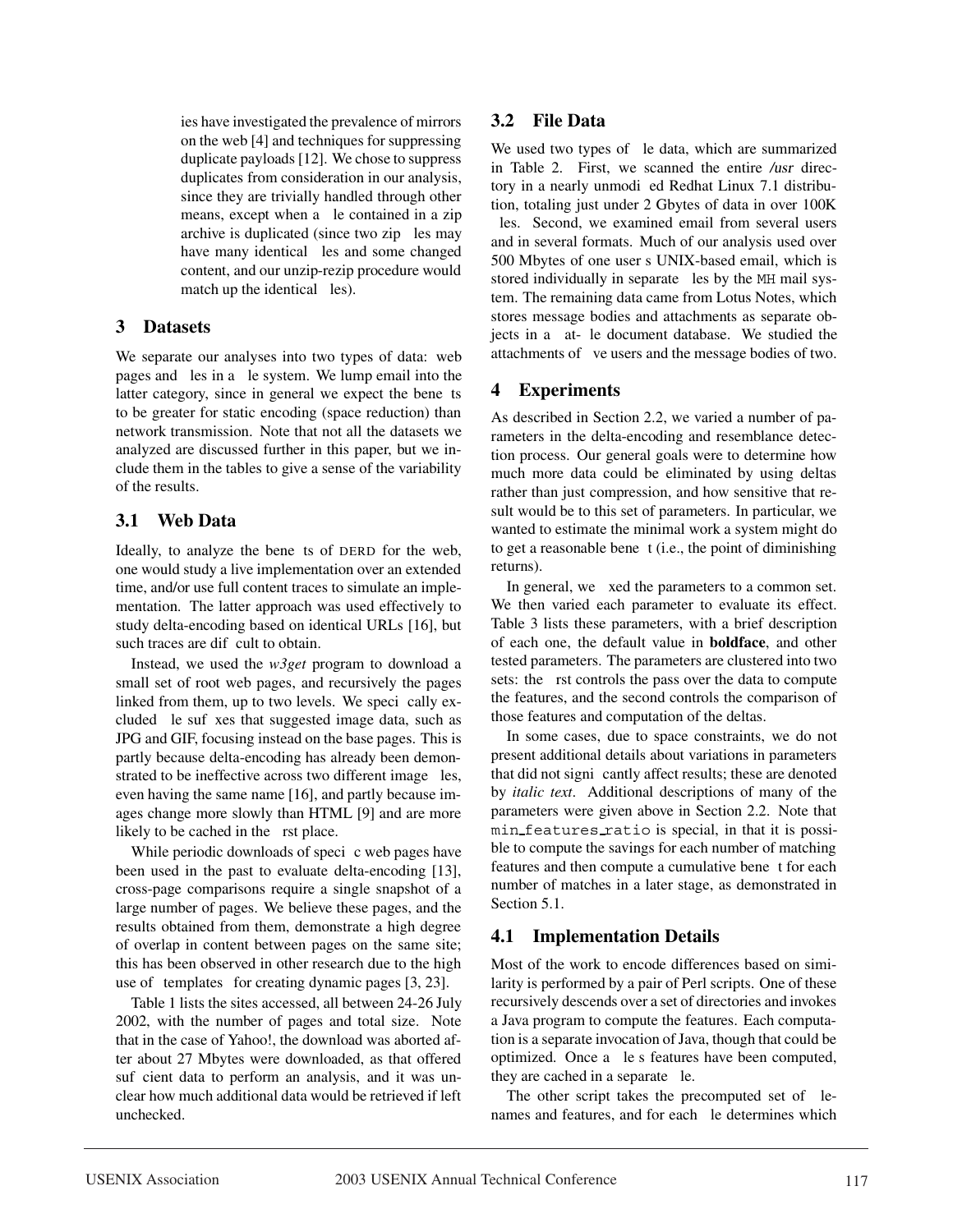ies have investigated the prevalence of mirrors on the web [4] and techniques for suppressing duplicate payloads [12]. We chose to suppress duplicates from consideration in our analysis, since they are trivially handled through other means, except when a file contained in a zip archive is duplicated (since two zip files may have many identical files and some changed content, and our unzip-rezip procedure would match up the identical files).

## 3 Datasets

We separate our analyses into two types of data: web pages and files in a file system. We lump email into the latter category, since in general we expect the benefits to be greater for static encoding (space reduction) than network transmission. Note that not all the datasets we analyzed are discussed further in this paper, but we include them in the tables to give a sense of the variability of the results.

### 3.1 Web Data

Ideally, to analyze the benefits of DERD for the web, one would study a live implementation over an extended time, and/or use full content traces to simulate an implementation. The latter approach was used effectively to study delta-encoding based on identical URLs [16], but such traces are difficult to obtain.

Instead, we used the *w3get* program to download a small set of root web pages, and recursively the pages linked from them, up to two levels. We specifically excluded file suffixes that suggested image data, such as JPG and GIF, focusing instead on the base pages. This is partly because delta-encoding has already been demonstrated to be ineffective across two different image files, even having the same name [16], and partly because images change more slowly than HTML [9] and are more likely to be cached in the first place.

While periodic downloads of specific web pages have been used in the past to evaluate delta-encoding [13], cross-page comparisons require a single snapshot of a large number of pages. We believe these pages, and the results obtained from them, demonstrate a high degree of overlap in content between pages on the same site; this has been observed in other research due to the high use of "templates" for creating dynamic pages [3, 23].

Table 1 lists the sites accessed, all between 24-26 July 2002, with the number of pages and total size. Note that in the case of Yahoo!, the download was aborted after about 27 Mbytes were downloaded, as that offered sufficient data to perform an analysis, and it was unclear how much additional data would be retrieved if left unchecked.

### 3.2 File Data

We used two types of file data, which are summarized in Table 2. First, we scanned the entire */usr* directory in a nearly unmodified Redhat Linux 7.1 distribution, totaling just under 2 Gbytes of data in over 100K files. Second, we examined email from several users and in several formats. Much of our analysis used over 500 Mbytes of one user's UNIX-based email, which is stored individually in separate files by the `MH` mail system. The remaining data came from Lotus Notes, which stores message bodies and attachments as separate objects in a flat-file document database. We studied the attachments of five users and the message bodies of two.

## 4 Experiments

As described in Section 2.2, we varied a number of parameters in the delta-encoding and resemblance detection process. Our general goals were to determine how much more data could be eliminated by using deltas rather than just compression, and how sensitive that result would be to this set of parameters. In particular, we wanted to estimate the minimal work a system might do to get a reasonable benefit (i.e., the point of diminishing returns).

In general, we fixed the parameters to a common set. We then varied each parameter to evaluate its effect. Table 3 lists these parameters, with a brief description of each one, the default value in **boldface**, and other tested parameters. The parameters are clustered into two sets: the first controls the pass over the data to compute the features, and the second controls the comparison of those features and computation of the deltas.

In some cases, due to space constraints, we do not present additional details about variations in parameters that did not significantly affect results; these are denoted by *italic text*. Additional descriptions of many of the parameters were given above in Section 2.2. Note that `min_features_ratio` is special, in that it is possible to compute the savings for each number of matching features and then compute a cumulative benefit for each number of matches in a later stage, as demonstrated in Section 5.1.

### 4.1 Implementation Details

Most of the work to encode differences based on similarity is performed by a pair of Perl scripts. One of these recursively descends over a set of directories and invokes a Java program to compute the features. Each computation is a separate invocation of Java, though that could be optimized. Once a file's features have been computed, they are cached in a separate file.

The other script takes the precomputed set of filenames and features, and for each file determines which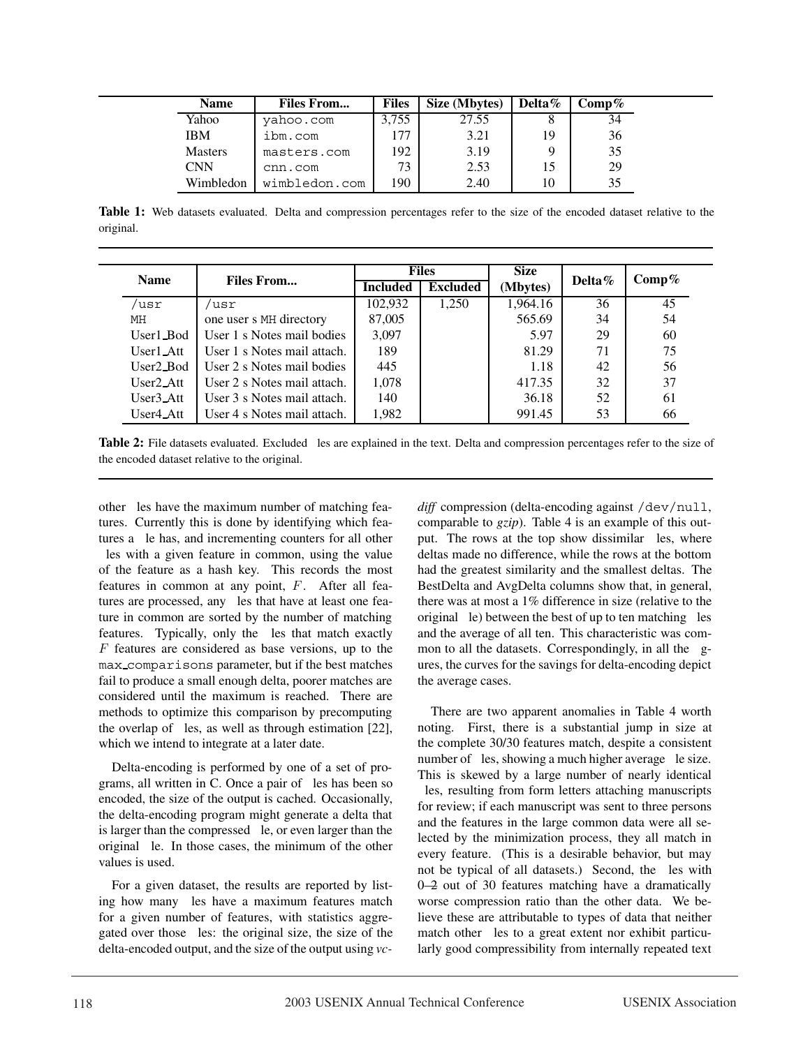| Name | Files From... | Files | Size (Mbytes) | Delta% | Comp% |
|---|---|---|---|---|---|
| Yahoo | yahoo.com | 3,755 | 27.55 | 8 | 34 |
| IBM | ibm.com | 177 | 3.21 | 19 | 36 |
| Masters | masters.com | 192 | 3.19 | 9 | 35 |
| CNN | cnn.com | 73 | 2.53 | 15 | 29 |
| Wimbledon | wimbledon.com | 190 | 2.40 | 10 | 35 |

**Table 1:** Web datasets evaluated. Delta and compression percentages refer to the size of the encoded dataset relative to the original.

| Name | Files From... | Files | | Size (Mbytes) | Delta% | Comp% |
|---|---|---|---|---|---|---|
| | | Included | Excluded | | | |
| /usr | /usr | 102,932 | 1,250 | 1,964.16 | 36 | 45 |
| MH | one user s MH directory | 87,005 | | 565.69 | 34 | 54 |
| User1_Bod | User 1 s Notes mail bodies | 3,097 | | 5.97 | 29 | 60 |
| User1_Att | User 1 s Notes mail attach. | 189 | | 81.29 | 71 | 75 |
| User2_Bod | User 2 s Notes mail bodies | 445 | | 1.18 | 42 | 56 |
| User2_Att | User 2 s Notes mail attach. | 1,078 | | 417.35 | 32 | 37 |
| User3_Att | User 3 s Notes mail attach. | 140 | | 36.18 | 52 | 61 |
| User4_Att | User 4 s Notes mail attach. | 1,982 | | 991.45 | 53 | 66 |

**Table 2:** File datasets evaluated. Excluded les are explained in the text. Delta and compression percentages refer to the size of the encoded dataset relative to the original.

other les have the maximum number of matching features. Currently this is done by identifying which features a le has, and incrementing counters for all other les with a given feature in common, using the value of the feature as a hash key. This records the most features in common at any point, $F$. After all features are processed, any les that have at least one feature in common are sorted by the number of matching features. Typically, only the les that match exactly $F$ features are considered as base versions, up to the max_comparisons parameter, but if the best matches fail to produce a small enough delta, poorer matches are considered until the maximum is reached. There are methods to optimize this comparison by precomputing the overlap of les, as well as through estimation [22], which we intend to integrate at a later date.

Delta-encoding is performed by one of a set of programs, all written in C. Once a pair of les has been so encoded, the size of the output is cached. Occasionally, the delta-encoding program might generate a delta that is larger than the compressed le, or even larger than the original le. In those cases, the minimum of the other values is used.

For a given dataset, the results are reported by listing how many les have a maximum features match for a given number of features, with statistics aggregated over those les: the original size, the size of the delta-encoded output, and the size of the output using *vcdiff* compression (delta-encoding against /dev/null, comparable to *gzip*). Table 4 is an example of this output. The rows at the top show dissimilar les, where deltas made no difference, while the rows at the bottom had the greatest similarity and the smallest deltas. The BestDelta and AvgDelta columns show that, in general, there was at most a 1% difference in size (relative to the original le) between the best of up to ten matching les and the average of all ten. This characteristic was common to all the datasets. Correspondingly, in all the gures, the curves for the savings for delta-encoding depict the average cases.

There are two apparent anomalies in Table 4 worth noting. First, there is a substantial jump in size at the complete 30/30 features match, despite a consistent number of les, showing a much higher average le size. This is skewed by a large number of nearly identical les, resulting from form letters attaching manuscripts for review; if each manuscript was sent to three persons and the features in the large common data were all selected by the minimization process, they all match in every feature. (This is a desirable behavior, but may not be typical of all datasets.) Second, the les with 0–2 out of 30 features matching have a dramatically worse compression ratio than the other data. We believe these are attributable to types of data that neither match other les to a great extent nor exhibit particularly good compressibility from internally repeated text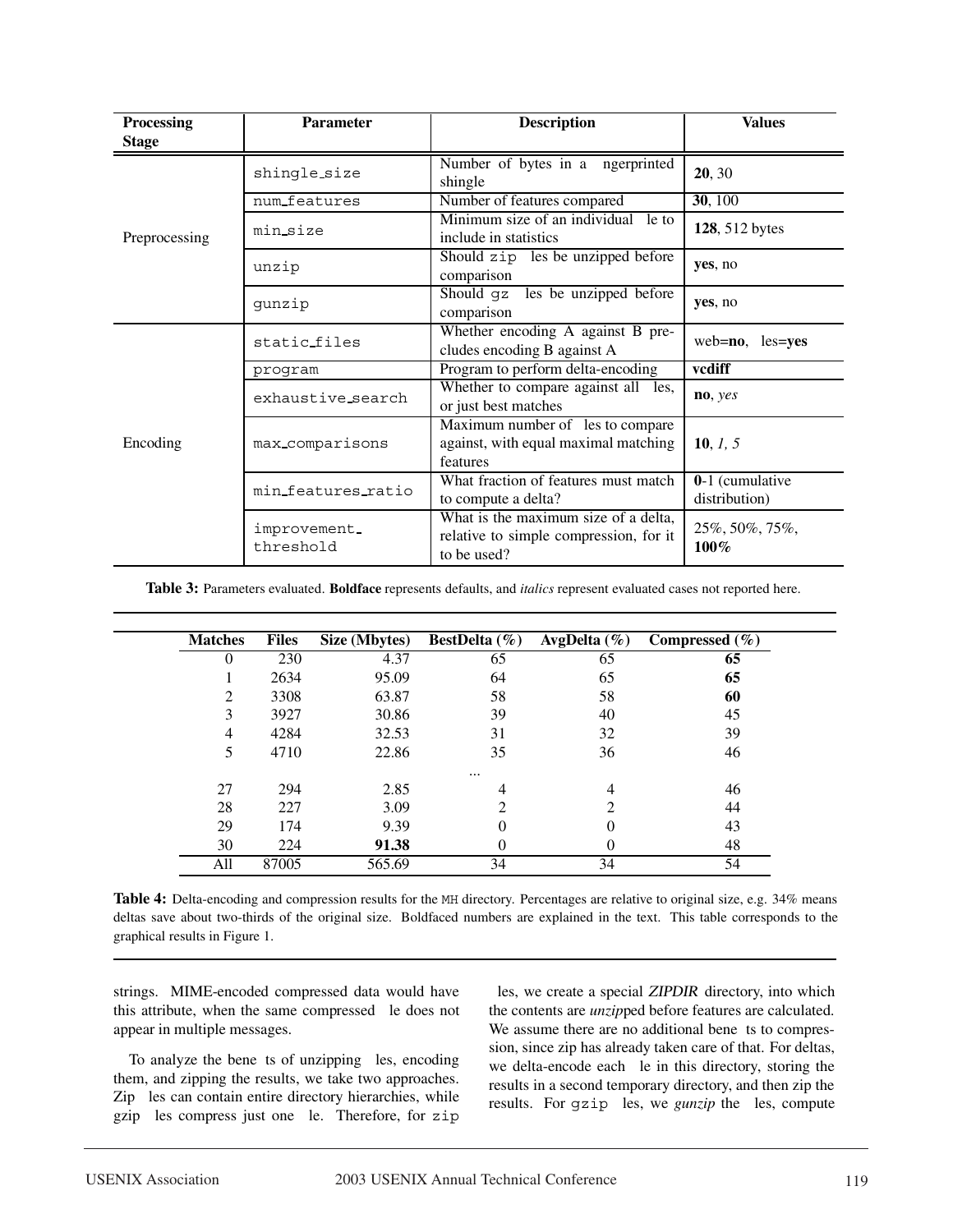| Processing Stage | Parameter | Description | Values |
|---|---|---|---|
| Preprocessing | `shingle_size` | Number of bytes in a fingerprinted shingle | **20**, 30 |
| | `num_features` | Number of features compared | **30**, 100 |
| | `min_size` | Minimum size of an individual file to include in statistics | **128**, 512 bytes |
| | `unzip` | Should `zip` files be unzipped before comparison | **yes**, no |
| | `gunzip` | Should `gz` files be unzipped before comparison | **yes**, no |
| Encoding | `static_files` | Whether encoding A against B precludes encoding B against A | web=**no**, files=**yes** |
| | `program` | Program to perform delta-encoding | **vcdiff** |
| | `exhaustive_search` | Whether to compare against all files, or just best matches | **no**, *yes* |
| | `max_comparisons` | Maximum number of files to compare against, with equal maximal matching features | **10**, *1, 5* |
| | `min_features_ratio` | What fraction of features must match to compute a delta? | **0**-1 (cumulative distribution) |
| | `improvement_threshold` | What is the maximum size of a delta, relative to simple compression, for it to be used? | 25%, 50%, 75%, **100%** |

**Table 3:** Parameters evaluated. **Boldface** represents defaults, and *italics* represent evaluated cases not reported here.

| Matches | Files | Size (Mbytes) | BestDelta (%) | AvgDelta (%) | Compressed (%) |
|---|---|---|---|---|---|
| 0 | 230 | 4.37 | 65 | 65 | **65** |
| 1 | 2634 | 95.09 | 64 | 65 | **65** |
| 2 | 3308 | 63.87 | 58 | 58 | **60** |
| 3 | 3927 | 30.86 | 39 | 40 | 45 |
| 4 | 4284 | 32.53 | 31 | 32 | 39 |
| 5 | 4710 | 22.86 | 35 | 36 | 46 |
| | | | ... | | |
| 27 | 294 | 2.85 | 4 | 4 | 46 |
| 28 | 227 | 3.09 | 2 | 2 | 44 |
| 29 | 174 | 9.39 | 0 | 0 | 43 |
| 30 | 224 | **91.38** | 0 | 0 | 48 |
| All | 87005 | 565.69 | 34 | 34 | 54 |

**Table 4:** Delta-encoding and compression results for the `MH` directory. Percentages are relative to original size, e.g. 34% means deltas save about two-thirds of the original size. Boldfaced numbers are explained in the text. This table corresponds to the graphical results in Figure 1.

strings. MIME-encoded compressed data would have this attribute, when the same compressed file does not appear in multiple messages.

To analyze the benefits of unzipping files, encoding them, and zipping the results, we take two approaches. Zip files can contain entire directory hierarchies, while gzip files compress just one file. Therefore, for `zip` files, we create a special *ZIPDIR* directory, into which the contents are *unzip*ped before features are calculated. We assume there are no additional benefits to compression, since zip has already taken care of that. For deltas, we delta-encode each file in this directory, storing the results in a second temporary directory, and then zip the results. For `gzip` files, we *gunzip* the files, compute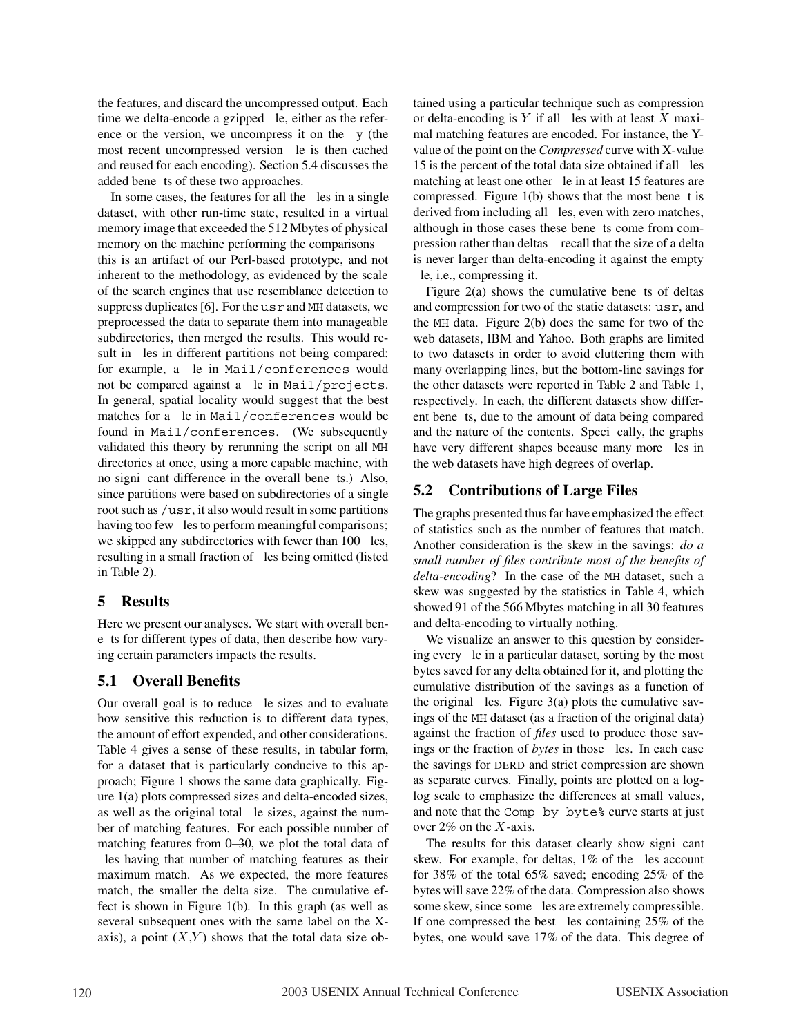the features, and discard the uncompressed output. Each time we delta-encode a gzipped file, either as the reference or the version, we uncompress it on the fly (the most recent uncompressed version file is then cached and reused for each encoding). Section 5.4 discusses the added benefits of these two approaches.

In some cases, the features for all the files in a single dataset, with other run-time state, resulted in a virtual memory image that exceeded the 512 Mbytes of physical memory on the machine performing the comparisons — this is an artifact of our Perl-based prototype, and not inherent to the methodology, as evidenced by the scale of the search engines that use resemblance detection to suppress duplicates [6]. For the `usr` and `MH` datasets, we preprocessed the data to separate them into manageable subdirectories, then merged the results. This would result in files in different partitions not being compared: for example, a file in `Mail/conferences` would not be compared against a file in `Mail/projects`. In general, spatial locality would suggest that the best matches for a file in `Mail/conferences` would be found in `Mail/conferences`. (We subsequently validated this theory by rerunning the script on all `MH` directories at once, using a more capable machine, with no significant difference in the overall benefits.) Also, since partitions were based on subdirectories of a single root such as `/usr`, it also would result in some partitions having too few files to perform meaningful comparisons; we skipped any subdirectories with fewer than 100 files, resulting in a small fraction of files being omitted (listed in Table 2).

# 5 Results

Here we present our analyses. We start with overall benefits for different types of data, then describe how varying certain parameters impacts the results.

## 5.1 Overall Benefits

Our overall goal is to reduce file sizes and to evaluate how sensitive this reduction is to different data types, the amount of effort expended, and other considerations. Table 4 gives a sense of these results, in tabular form, for a dataset that is particularly conducive to this approach; Figure 1 shows the same data graphically. Figure 1(a) plots compressed sizes and delta-encoded sizes, as well as the original total file sizes, against the number of matching features. For each possible number of matching features from 0–30, we plot the total data of files having that number of matching features as their maximum match. As we expected, the more features match, the smaller the delta size. The cumulative effect is shown in Figure 1(b). In this graph (as well as several subsequent ones with the same label on the X-axis), a point $(X,Y)$ shows that the total data size obtained using a particular technique such as compression or delta-encoding is $Y$ if all files with at least $X$ maximal matching features are encoded. For instance, the Y-value of the point on the *Compressed* curve with X-value 15 is the percent of the total data size obtained if all files matching at least one other file in at least 15 features are compressed. Figure 1(b) shows that the most benefit is derived from including all files, even with zero matches, although in those cases these benefits come from compression rather than deltas — recall that the size of a delta is never larger than delta-encoding it against the empty file, i.e., compressing it.

Figure 2(a) shows the cumulative benefits of deltas and compression for two of the static datasets: `usr`, and the `MH` data. Figure 2(b) does the same for two of the web datasets, IBM and Yahoo. Both graphs are limited to two datasets in order to avoid cluttering them with many overlapping lines, but the bottom-line savings for the other datasets were reported in Table 2 and Table 1, respectively. In each, the different datasets show different benefits, due to the amount of data being compared and the nature of the contents. Specifically, the graphs have very different shapes because many more files in the web datasets have high degrees of overlap.

## 5.2 Contributions of Large Files

The graphs presented thus far have emphasized the effect of statistics such as the number of features that match. Another consideration is the skew in the savings: *do a small number of files contribute most of the benefits of delta-encoding*? In the case of the `MH` dataset, such a skew was suggested by the statistics in Table 4, which showed 91 of the 566 Mbytes matching in all 30 features and delta-encoding to virtually nothing.

We visualize an answer to this question by considering every file in a particular dataset, sorting by the most bytes saved for any delta obtained for it, and plotting the cumulative distribution of the savings as a function of the original files. Figure 3(a) plots the cumulative savings of the `MH` dataset (as a fraction of the original data) against the fraction of *files* used to produce those savings or the fraction of *bytes* in those files. In each case the savings for DERD and strict compression are shown as separate curves. Finally, points are plotted on a log-log scale to emphasize the differences at small values, and note that the `Comp by byte%` curve starts at just over 2% on the $X$-axis.

The results for this dataset clearly show significant skew. For example, for deltas, 1% of the files account for 38% of the total 65% saved; encoding 25% of the bytes will save 22% of the data. Compression also shows some skew, since some files are extremely compressible. If one compressed the best files containing 25% of the bytes, one would save 17% of the data. This degree of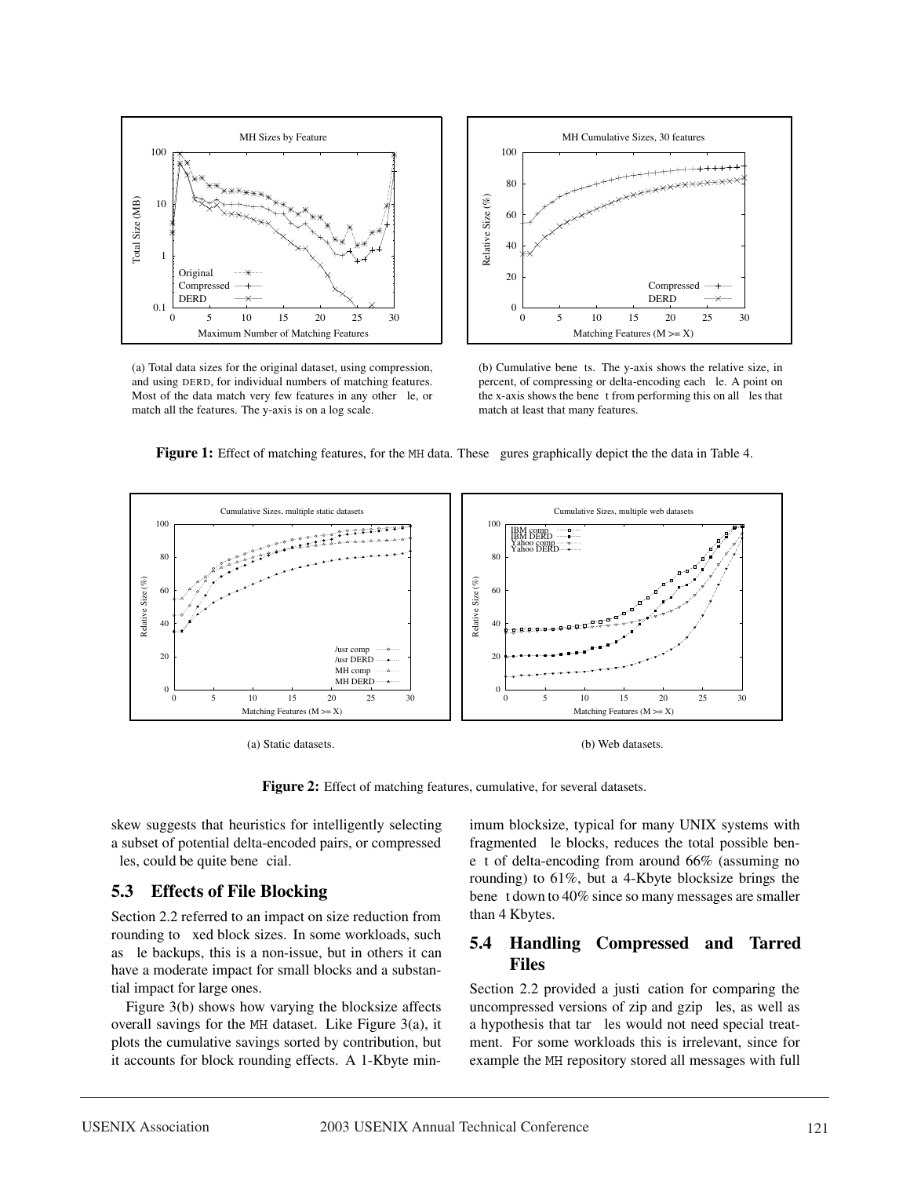(a) Total data sizes for the original dataset, using compression, and using DERD, for individual numbers of matching features. Most of the data match very few features in any other file, or match all the features. The y-axis is on a log scale.

(b) Cumulative benefits. The y-axis shows the relative size, in percent, of compressing or delta-encoding each file. A point on the x-axis shows the benefit from performing this on all files that match at least that many features.

**Figure 1:** Effect of matching features, for the MH data. These figures graphically depict the the data in Table 4.

(a) Static datasets.

(b) Web datasets.

**Figure 2:** Effect of matching features, cumulative, for several datasets.

skew suggests that heuristics for intelligently selecting a subset of potential delta-encoded pairs, or compressed files, could be quite beneficial.

### 5.3 Effects of File Blocking

Section 2.2 referred to an impact on size reduction from rounding to fixed block sizes. In some workloads, such as file backups, this is a non-issue, but in others it can have a moderate impact for small blocks and a substantial impact for large ones.

Figure 3(b) shows how varying the blocksize affects overall savings for the MH dataset. Like Figure 3(a), it plots the cumulative savings sorted by contribution, but it accounts for block rounding effects. A 1-Kbyte minimum blocksize, typical for many UNIX systems with fragmented file blocks, reduces the total possible benefit of delta-encoding from around 66% (assuming no rounding) to 61%, but a 4-Kbyte blocksize brings the benefit down to 40% since so many messages are smaller than 4 Kbytes.

### 5.4 Handling Compressed and Tarred Files

Section 2.2 provided a justification for comparing the uncompressed versions of zip and gzip files, as well as a hypothesis that tar files would not need special treatment. For some workloads this is irrelevant, since for example the MH repository stored all messages with full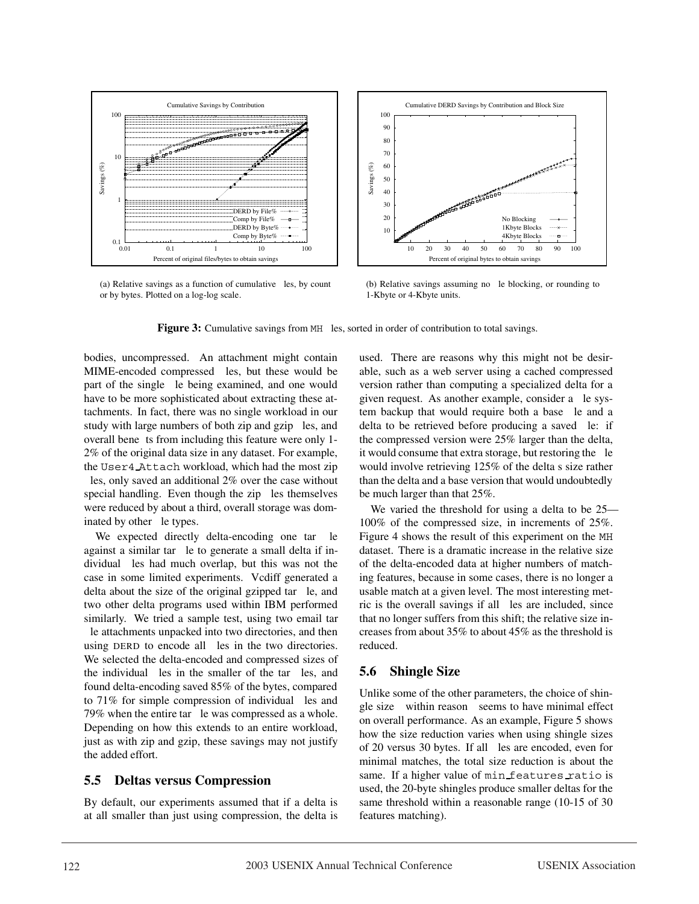(a) Relative savings as a function of cumulative files, by count or by bytes. Plotted on a log-log scale.

(b) Relative savings assuming no file blocking, or rounding to 1-Kbyte or 4-Kbyte units.

**Figure 3:** Cumulative savings from MH files, sorted in order of contribution to total savings.

bodies, uncompressed. An attachment might contain MIME-encoded compressed files, but these would be part of the single file being examined, and one would have to be more sophisticated about extracting these attachments. In fact, there was no single workload in our study with large numbers of both zip and gzip files, and overall benefits from including this feature were only 1-2% of the original data size in any dataset. For example, the User4_Attach workload, which had the most zip files, only saved an additional 2% over the case without special handling. Even though the zip files themselves were reduced by about a third, overall storage was dominated by other file types.

We expected directly delta-encoding one tar file against a similar tar file to generate a small delta if individual files had much overlap, but this was not the case in some limited experiments. Vcdiff generated a delta about the size of the original gzipped tar file, and two other delta programs used within IBM performed similarly. We tried a sample test, using two email tar file attachments unpacked into two directories, and then using DERD to encode all files in the two directories. We selected the delta-encoded and compressed sizes of the individual files in the smaller of the tar files, and found delta-encoding saved 85% of the bytes, compared to 71% for simple compression of individual files and 79% when the entire tar file was compressed as a whole. Depending on how this extends to an entire workload, just as with zip and gzip, these savings may not justify the added effort.

## 5.5 Deltas versus Compression

By default, our experiments assumed that if a delta is at all smaller than just using compression, the delta is used. There are reasons why this might not be desirable, such as a web server using a cached compressed version rather than computing a specialized delta for a given request. As another example, consider a file system backup that would require both a base file and a delta to be retrieved before producing a saved file: if the compressed version were 25% larger than the delta, it would consume that extra storage, but restoring the file would involve retrieving 125% of the delta's size rather than the delta and a base version that would undoubtedly be much larger than that 25%.

We varied the threshold for using a delta to be 25—100% of the compressed size, in increments of 25%. Figure 4 shows the result of this experiment on the MH dataset. There is a dramatic increase in the relative size of the delta-encoded data at higher numbers of matching features, because in some cases, there is no longer a usable match at a given level. The most interesting metric is the overall savings if all files are included, since that no longer suffers from this shift; the relative size increases from about 35% to about 45% as the threshold is reduced.

## 5.6 Shingle Size

Unlike some of the other parameters, the choice of shingle size — within reason — seems to have minimal effect on overall performance. As an example, Figure 5 shows how the size reduction varies when using shingle sizes of 20 versus 30 bytes. If all files are encoded, even for minimal matches, the total size reduction is about the same. If a higher value of min_features_ratio is used, the 20-byte shingles produce smaller deltas for the same threshold within a reasonable range (10-15 of 30 features matching).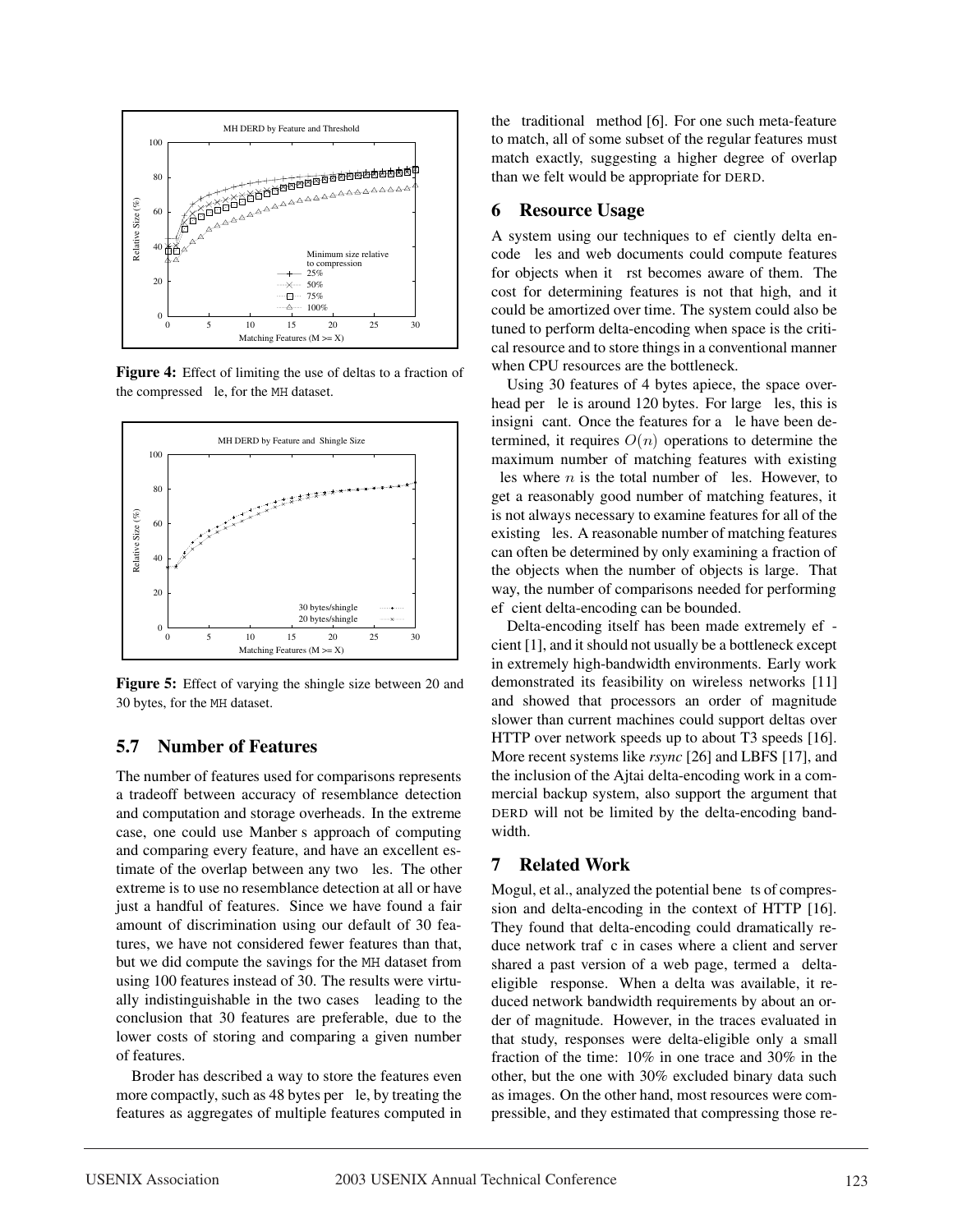**Figure 4:** Effect of limiting the use of deltas to a fraction of the compressed file, for the MH dataset.

**Figure 5:** Effect of varying the shingle size between 20 and 30 bytes, for the MH dataset.

### 5.7 Number of Features

The number of features used for comparisons represents a tradeoff between accuracy of resemblance detection and computation and storage overheads. In the extreme case, one could use Manber's approach of computing and comparing every feature, and have an excellent estimate of the overlap between any two files. The other extreme is to use no resemblance detection at all or have just a handful of features. Since we have found a fair amount of discrimination using our default of 30 features, we have not considered fewer features than that, but we did compute the savings for the MH dataset from using 100 features instead of 30. The results were virtually indistinguishable in the two cases — leading to the conclusion that 30 features are preferable, due to the lower costs of storing and comparing a given number of features.

Broder has described a way to store the features even more compactly, such as 48 bytes per file, by treating the features as aggregates of multiple features computed in the "traditional" method [6]. For one such meta-feature to match, all of some subset of the regular features must match exactly, suggesting a higher degree of overlap than we felt would be appropriate for DERD.

## 6 Resource Usage

A system using our techniques to efficiently delta encode files and web documents could compute features for objects when it first becomes aware of them. The cost for determining features is not that high, and it could be amortized over time. The system could also be tuned to perform delta-encoding when space is the critical resource and to store things in a conventional manner when CPU resources are the bottleneck.

Using 30 features of 4 bytes apiece, the space overhead per file is around 120 bytes. For large files, this is insignificant. Once the features for a file have been determined, it requires $O(n)$ operations to determine the maximum number of matching features with existing files where $n$ is the total number of files. However, to get a reasonably good number of matching features, it is not always necessary to examine features for all of the existing files. A reasonable number of matching features can often be determined by only examining a fraction of the objects when the number of objects is large. That way, the number of comparisons needed for performing efficient delta-encoding can be bounded.

Delta-encoding itself has been made extremely efficient [1], and it should not usually be a bottleneck except in extremely high-bandwidth environments. Early work demonstrated its feasibility on wireless networks [11] and showed that processors an order of magnitude slower than current machines could support deltas over HTTP over network speeds up to about T3 speeds [16]. More recent systems like *rsync* [26] and LBFS [17], and the inclusion of the Ajtai delta-encoding work in a commercial backup system, also support the argument that DERD will not be limited by the delta-encoding bandwidth.

## 7 Related Work

Mogul, et al., analyzed the potential benefits of compression and delta-encoding in the context of HTTP [16]. They found that delta-encoding could dramatically reduce network traffic in cases where a client and server shared a past version of a web page, termed a "delta-eligible" response. When a delta was available, it reduced network bandwidth requirements by about an order of magnitude. However, in the traces evaluated in that study, responses were delta-eligible only a small fraction of the time: 10% in one trace and 30% in the other, but the one with 30% excluded binary data such as images. On the other hand, most resources were compressible, and they estimated that compressing those re-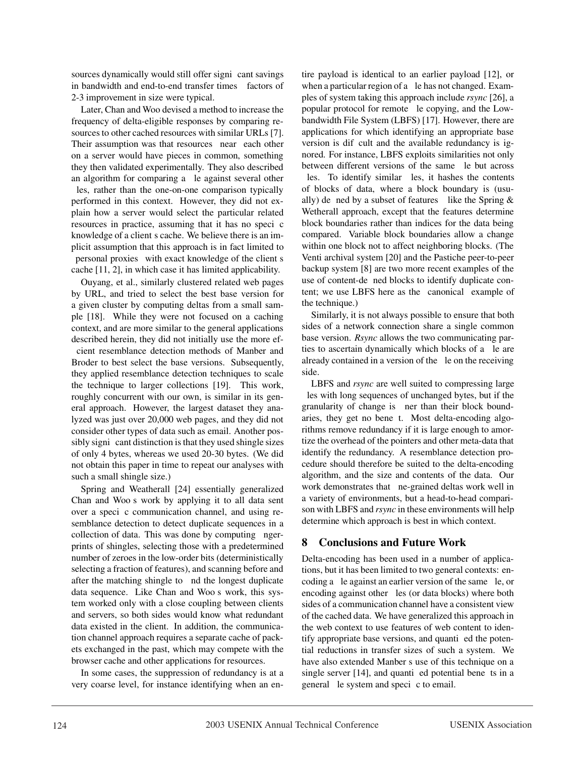sources dynamically would still offer significant savings in bandwidth and end-to-end transfer times — factors of 2-3 improvement in size were typical.

Later, Chan and Woo devised a method to increase the frequency of delta-eligible responses by comparing resources to other cached resources with similar URLs [7]. Their assumption was that resources "near" each other on a server would have pieces in common, something they then validated experimentally. They also described an algorithm for comparing a file against several other files, rather than the one-on-one comparison typically performed in this context. However, they did not explain how a server would select the particular related resources in practice, assuming that it has no specific knowledge of a client's cache. We believe there is an implicit assumption that this approach is in fact limited to "personal proxies" with exact knowledge of the client's cache [11, 2], in which case it has limited applicability.

Ouyang, et al., similarly clustered related web pages by URL, and tried to select the best base version for a given cluster by computing deltas from a small sample [18]. While they were not focused on a caching context, and are more similar to the general applications described herein, they did not initially use the more efficient resemblance detection methods of Manber and Broder to best select the base versions. Subsequently, they applied resemblance detection techniques to scale the technique to larger collections [19]. This work, roughly concurrent with our own, is similar in its general approach. However, the largest dataset they analyzed was just over 20,000 web pages, and they did not consider other types of data such as email. Another possibly significant distinction is that they used shingle sizes of only 4 bytes, whereas we used 20-30 bytes. (We did not obtain this paper in time to repeat our analyses with such a small shingle size.)

Spring and Weatherall [24] essentially generalized Chan and Woo's work by applying it to all data sent over a specific communication channel, and using resemblance detection to detect duplicate sequences in a collection of data. This was done by computing fingerprints of shingles, selecting those with a predetermined number of zeroes in the low-order bits (deterministically selecting a fraction of features), and scanning before and after the matching shingle to find the longest duplicate data sequence. Like Chan and Woo's work, this system worked only with a close coupling between clients and servers, so both sides would know what redundant data existed in the client. In addition, the communication channel approach requires a separate cache of packets exchanged in the past, which may compete with the browser cache and other applications for resources.

In some cases, the suppression of redundancy is at a very coarse level, for instance identifying when an entire payload is identical to an earlier payload [12], or when a particular region of a file has not changed. Examples of system taking this approach include *rsync* [26], a popular protocol for remote file copying, and the Low-bandwidth File System (LBFS) [17]. However, there are applications for which identifying an appropriate base version is difficult and the available redundancy is ignored. For instance, LBFS exploits similarities not only between different versions of the same file but across files. To identify similar files, it hashes the contents of blocks of data, where a block boundary is (usually) defined by a subset of features — like the Spring & Wetherall approach, except that the features determine block boundaries rather than indices for the data being compared. Variable block boundaries allow a change within one block not to affect neighboring blocks. (The Venti archival system [20] and the Pastiche peer-to-peer backup system [8] are two more recent examples of the use of content-defined blocks to identify duplicate content; we use LBFS here as the "canonical" example of the technique.)

Similarly, it is not always possible to ensure that both sides of a network connection share a single common base version. *Rsync* allows the two communicating parties to ascertain dynamically which blocks of a file are already contained in a version of the file on the receiving side.

LBFS and *rsync* are well suited to compressing large files with long sequences of unchanged bytes, but if the granularity of change is finer than their block boundaries, they get no benefit. Most delta-encoding algorithms remove redundancy if it is large enough to amortize the overhead of the pointers and other meta-data that identify the redundancy. A resemblance detection procedure should therefore be suited to the delta-encoding algorithm, and the size and contents of the data. Our work demonstrates that fine-grained deltas work well in a variety of environments, but a head-to-head comparison with LBFS and *rsync* in these environments will help determine which approach is best in which context.

## 8 Conclusions and Future Work

Delta-encoding has been used in a number of applications, but it has been limited to two general contexts: encoding a file against an earlier version of the same file, or encoding against other files (or data blocks) where both sides of a communication channel have a consistent view of the cached data. We have generalized this approach in the web context to use features of web content to identify appropriate base versions, and quantified the potential reductions in transfer sizes of such a system. We have also extended Manber's use of this technique on a single server [14], and quantified potential benefits in a general file system and specific to email.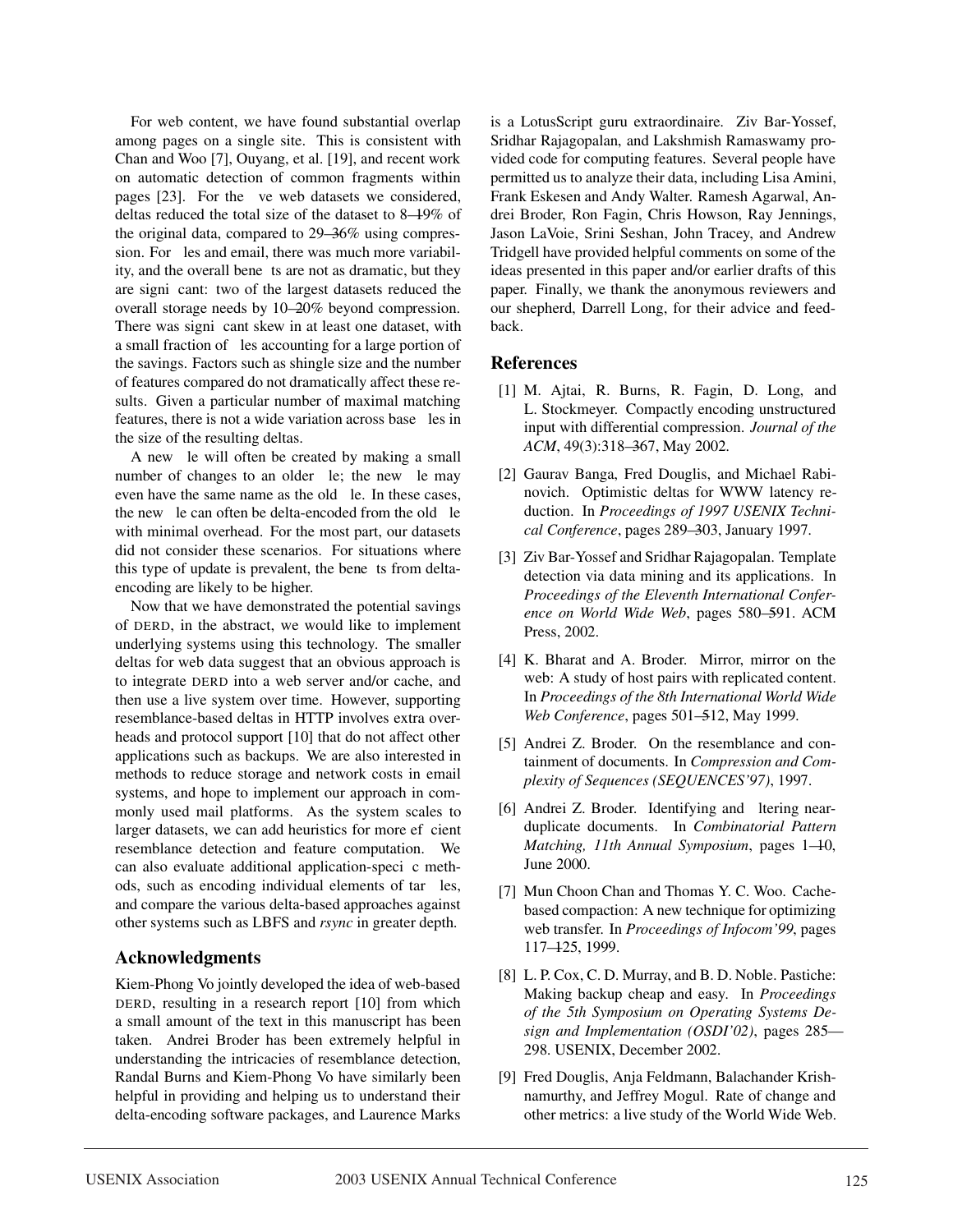For web content, we have found substantial overlap among pages on a single site. This is consistent with Chan and Woo [7], Ouyang, et al. [19], and recent work on automatic detection of common fragments within pages [23]. For the five web datasets we considered, deltas reduced the total size of the dataset to 8–19% of the original data, compared to 29–36% using compression. For files and email, there was much more variability, and the overall benefits are not as dramatic, but they are significant: two of the largest datasets reduced the overall storage needs by 10–20% beyond compression. There was significant skew in at least one dataset, with a small fraction of files accounting for a large portion of the savings. Factors such as shingle size and the number of features compared do not dramatically affect these results. Given a particular number of maximal matching features, there is not a wide variation across base files in the size of the resulting deltas.

A new file will often be created by making a small number of changes to an older file; the new file may even have the same name as the old file. In these cases, the new file can often be delta-encoded from the old file with minimal overhead. For the most part, our datasets did not consider these scenarios. For situations where this type of update is prevalent, the benefits from delta-encoding are likely to be higher.

Now that we have demonstrated the potential savings of DERD, in the abstract, we would like to implement underlying systems using this technology. The smaller deltas for web data suggest that an obvious approach is to integrate DERD into a web server and/or cache, and then use a live system over time. However, supporting resemblance-based deltas in HTTP involves extra overheads and protocol support [10] that do not affect other applications such as backups. We are also interested in methods to reduce storage and network costs in email systems, and hope to implement our approach in commonly used mail platforms. As the system scales to larger datasets, we can add heuristics for more efficient resemblance detection and feature computation. We can also evaluate additional application-specific methods, such as encoding individual elements of tar files, and compare the various delta-based approaches against other systems such as LBFS and *rsync* in greater depth.

## Acknowledgments

Kiem-Phong Vo jointly developed the idea of web-based DERD, resulting in a research report [10] from which a small amount of the text in this manuscript has been taken. Andrei Broder has been extremely helpful in understanding the intricacies of resemblance detection, Randal Burns and Kiem-Phong Vo have similarly been helpful in providing and helping us to understand their delta-encoding software packages, and Laurence Marks is a LotusScript guru extraordinaire. Ziv Bar-Yossef, Sridhar Rajagopalan, and Lakshmish Ramaswamy provided code for computing features. Several people have permitted us to analyze their data, including Lisa Amini, Frank Eskesen and Andy Walter. Ramesh Agarwal, Andrei Broder, Ron Fagin, Chris Howson, Ray Jennings, Jason LaVoie, Srini Seshan, John Tracey, and Andrew Tridgell have provided helpful comments on some of the ideas presented in this paper and/or earlier drafts of this paper. Finally, we thank the anonymous reviewers and our shepherd, Darrell Long, for their advice and feedback.

## References

[1] M. Ajtai, R. Burns, R. Fagin, D. Long, and L. Stockmeyer. Compactly encoding unstructured input with differential compression. *Journal of the ACM*, 49(3):318–367, May 2002.

[2] Gaurav Banga, Fred Douglis, and Michael Rabinovich. Optimistic deltas for WWW latency reduction. In *Proceedings of 1997 USENIX Technical Conference*, pages 289–303, January 1997.

[3] Ziv Bar-Yossef and Sridhar Rajagopalan. Template detection via data mining and its applications. In *Proceedings of the Eleventh International Conference on World Wide Web*, pages 580–591. ACM Press, 2002.

[4] K. Bharat and A. Broder. Mirror, mirror on the web: A study of host pairs with replicated content. In *Proceedings of the 8th International World Wide Web Conference*, pages 501–512, May 1999.

[5] Andrei Z. Broder. On the resemblance and containment of documents. In *Compression and Complexity of Sequences (SEQUENCES'97)*, 1997.

[6] Andrei Z. Broder. Identifying and filtering near-duplicate documents. In *Combinatorial Pattern Matching, 11th Annual Symposium*, pages 1–10, June 2000.

[7] Mun Choon Chan and Thomas Y. C. Woo. Cache-based compaction: A new technique for optimizing web transfer. In *Proceedings of Infocom'99*, pages 117–125, 1999.

[8] L. P. Cox, C. D. Murray, and B. D. Noble. Pastiche: Making backup cheap and easy. In *Proceedings of the 5th Symposium on Operating Systems Design and Implementation (OSDI'02)*, pages 285—298. USENIX, December 2002.

[9] Fred Douglis, Anja Feldmann, Balachander Krishnamurthy, and Jeffrey Mogul. Rate of change and other metrics: a live study of the World Wide Web.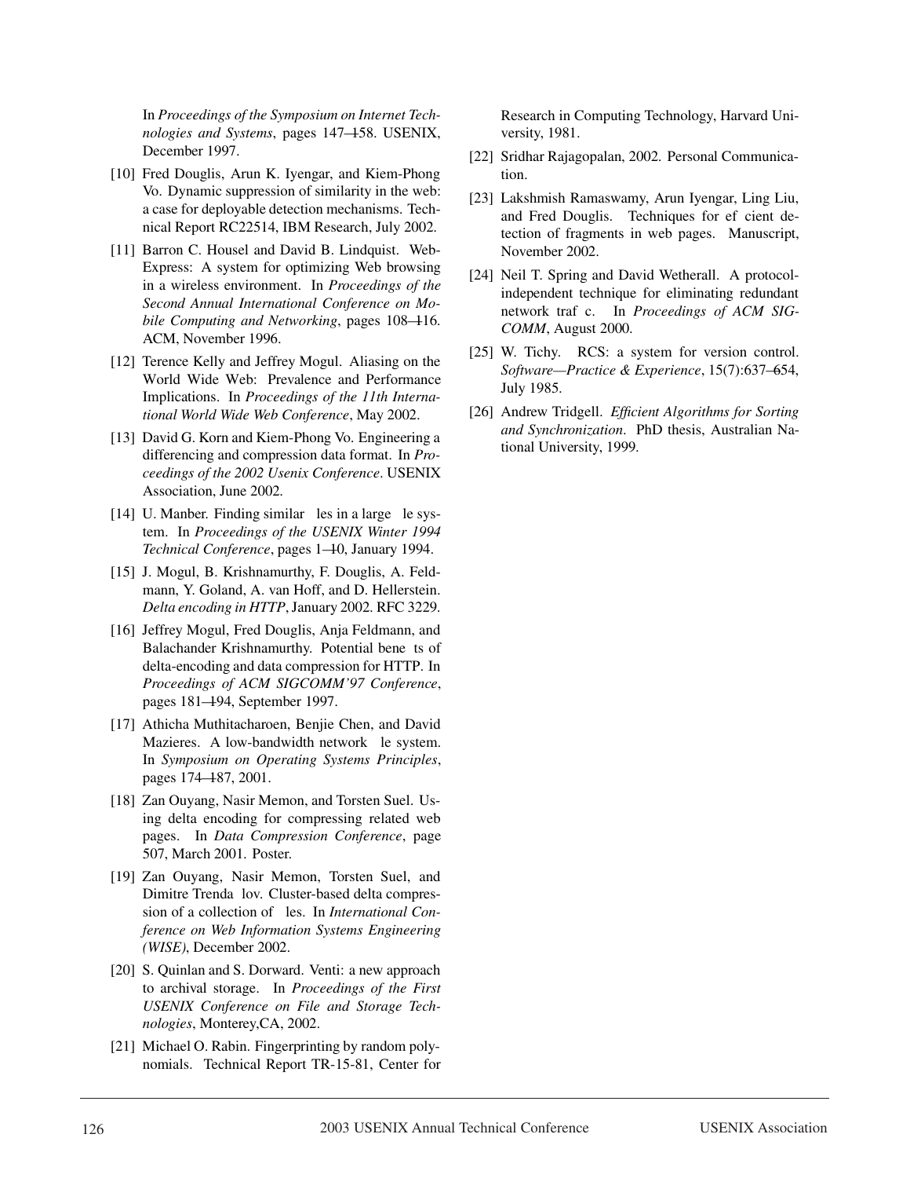In *Proceedings of the Symposium on Internet Technologies and Systems*, pages 147–158. USENIX, December 1997.

[10] Fred Douglis, Arun K. Iyengar, and Kiem-Phong Vo. Dynamic suppression of similarity in the web: a case for deployable detection mechanisms. Technical Report RC22514, IBM Research, July 2002.

[11] Barron C. Housel and David B. Lindquist. WebExpress: A system for optimizing Web browsing in a wireless environment. In *Proceedings of the Second Annual International Conference on Mobile Computing and Networking*, pages 108–116. ACM, November 1996.

[12] Terence Kelly and Jeffrey Mogul. Aliasing on the World Wide Web: Prevalence and Performance Implications. In *Proceedings of the 11th International World Wide Web Conference*, May 2002.

[13] David G. Korn and Kiem-Phong Vo. Engineering a differencing and compression data format. In *Proceedings of the 2002 Usenix Conference*. USENIX Association, June 2002.

[14] U. Manber. Finding similar les in a large le system. In *Proceedings of the USENIX Winter 1994 Technical Conference*, pages 1–10, January 1994.

[15] J. Mogul, B. Krishnamurthy, F. Douglis, A. Feldmann, Y. Goland, A. van Hoff, and D. Hellerstein. *Delta encoding in HTTP*, January 2002. RFC 3229.

[16] Jeffrey Mogul, Fred Douglis, Anja Feldmann, and Balachander Krishnamurthy. Potential bene ts of delta-encoding and data compression for HTTP. In *Proceedings of ACM SIGCOMM'97 Conference*, pages 181–194, September 1997.

[17] Athicha Muthitacharoen, Benjie Chen, and David Mazieres. A low-bandwidth network le system. In *Symposium on Operating Systems Principles*, pages 174–187, 2001.

[18] Zan Ouyang, Nasir Memon, and Torsten Suel. Using delta encoding for compressing related web pages. In *Data Compression Conference*, page 507, March 2001. Poster.

[19] Zan Ouyang, Nasir Memon, Torsten Suel, and Dimitre Trenda lov. Cluster-based delta compression of a collection of les. In *International Conference on Web Information Systems Engineering (WISE)*, December 2002.

[20] S. Quinlan and S. Dorward. Venti: a new approach to archival storage. In *Proceedings of the First USENIX Conference on File and Storage Technologies*, Monterey,CA, 2002.

[21] Michael O. Rabin. Fingerprinting by random polynomials. Technical Report TR-15-81, Center for Research in Computing Technology, Harvard University, 1981.

[22] Sridhar Rajagopalan, 2002. Personal Communication.

[23] Lakshmish Ramaswamy, Arun Iyengar, Ling Liu, and Fred Douglis. Techniques for ef cient detection of fragments in web pages. Manuscript, November 2002.

[24] Neil T. Spring and David Wetherall. A protocol-independent technique for eliminating redundant network traf c. In *Proceedings of ACM SIGCOMM*, August 2000.

[25] W. Tichy. RCS: a system for version control. *Software—Practice & Experience*, 15(7):637–654, July 1985.

[26] Andrew Tridgell. *Efficient Algorithms for Sorting and Synchronization*. PhD thesis, Australian National University, 1999.